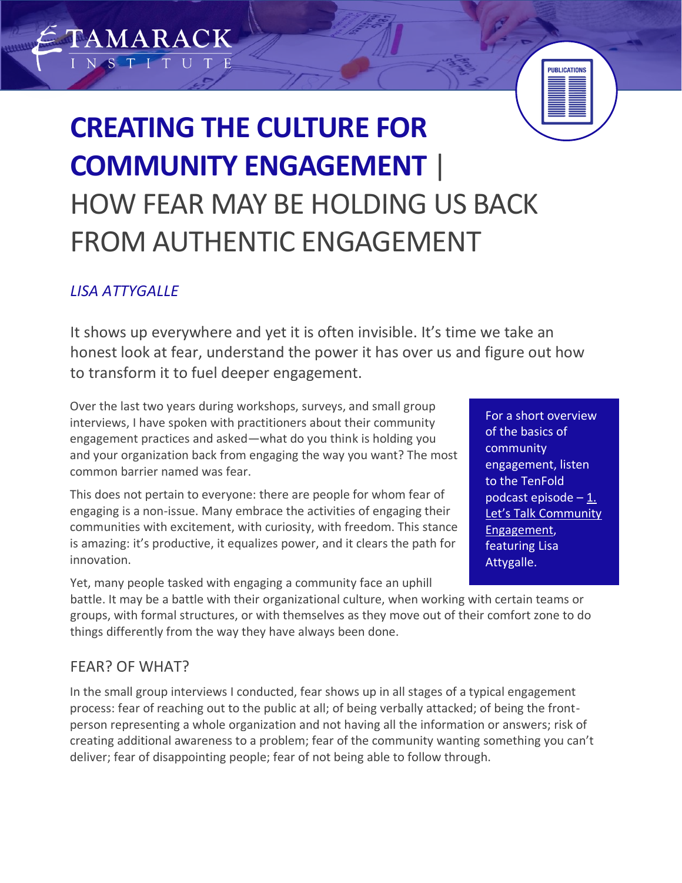# CREATING THE CULTURE FOR COMMUNITY ENGAGEMENT | HOW FEAR MAY BE HOLDING US BACK FROM AUTHENTIC ENGAGEMENT

*LISA ATTYGALLE*

It shows up everywhere and yet it is often invisible. It's time we take an honest look at fear, understand the power it has over us and figure out how to transform it to fuel deeper engagement.

Over the last two years during workshops, surveys, and small group interviews, I have spoken with practitioners about their community engagement practices and asked—what do you think is holding you and your organization back from engaging the way you want? The most common barrier named was fear.

This does not pertain to everyone: there are people for whom fear of engaging is a non-issue. Many embrace the activities of engaging their communities with excitement, with curiosity, with freedom. This stance is amazing: it's productive, it equalizes power, and it clears the path for innovation.

Yet, many people tasked with engaging a community face an uphill battle. It may be a battle with their organizational culture, when working with certain teams or groups, with formal structures, or with themselves as they move out of their comfort zone to do things differently from the way they have always been done.

> For a short overview of the basics of community engagement, listen to the TenFold podcast episode – 1. Let's Talk Community Engagement, featuring Lisa Attygalle.

## FEAR? OF WHAT?

In the small group interviews I conducted, fear shows up in all stages of a typical engagement process: fear of reaching out to the public at all; of being verbally attacked; of being the front-person representing a whole organization and not having all the information or answers; risk of creating additional awareness to a problem; fear of the community wanting something you can't deliver; fear of disappointing people; fear of not being able to follow through.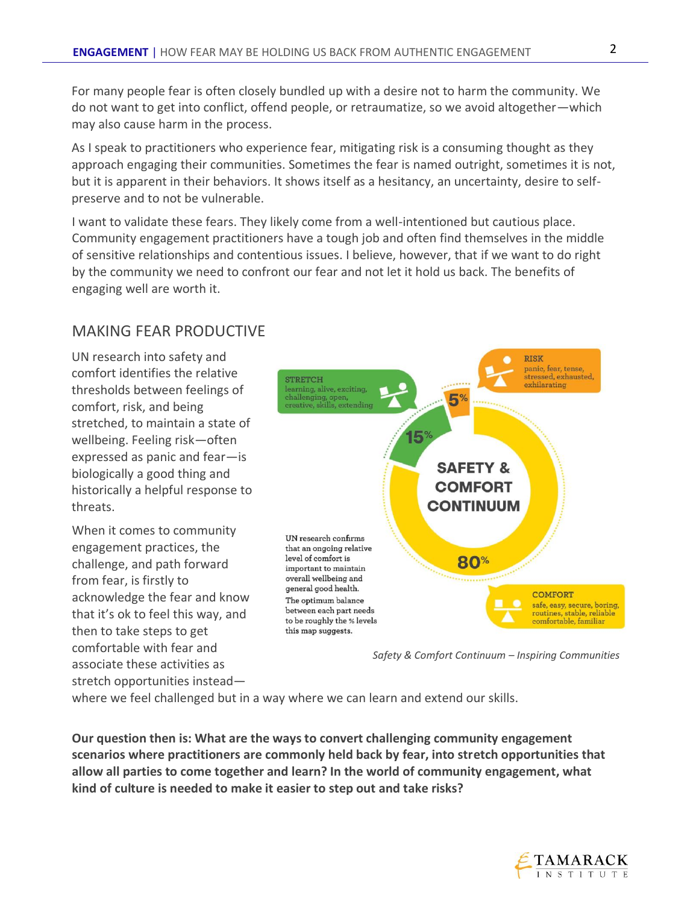For many people fear is often closely bundled up with a desire not to harm the community. We do not want to get into conflict, offend people, or retraumatize, so we avoid altogether—which may also cause harm in the process.

As I speak to practitioners who experience fear, mitigating risk is a consuming thought as they approach engaging their communities. Sometimes the fear is named outright, sometimes it is not, but it is apparent in their behaviors. It shows itself as a hesitancy, an uncertainty, desire to self-preserve and to not be vulnerable.

I want to validate these fears. They likely come from a well-intentioned but cautious place. Community engagement practitioners have a tough job and often find themselves in the middle of sensitive relationships and contentious issues. I believe, however, that if we want to do right by the community we need to confront our fear and not let it hold us back. The benefits of engaging well are worth it.

## MAKING FEAR PRODUCTIVE

UN research into safety and comfort identifies the relative thresholds between feelings of comfort, risk, and being stretched, to maintain a state of wellbeing. Feeling risk—often expressed as panic and fear—is biologically a good thing and historically a helpful response to threats.

When it comes to community engagement practices, the challenge, and path forward from fear, is firstly to acknowledge the fear and know that it's ok to feel this way, and then to take steps to get comfortable with fear and associate these activities as stretch opportunities instead—where we feel challenged but in a way where we can learn and extend our skills.

SAFETY & COMFORT CONTINUUM

STRETCH – learning, alive, exciting, challenging, open, creative, skills, extending – 15%

RISK – panic, fear, tense, stressed, exhausted, exhilarating – 5%

COMFORT – safe, easy, secure, boring, routines, stable, reliable comfortable, familiar – 80%

UN research confirms that an ongoing relative level of comfort is important to maintain overall wellbeing and general good health. The optimum balance between each part needs to be roughly the % levels this map suggests.

*Safety & Comfort Continuum – Inspiring Communities*

**Our question then is: What are the ways to convert challenging community engagement scenarios where practitioners are commonly held back by fear, into stretch opportunities that allow all parties to come together and learn? In the world of community engagement, what kind of culture is needed to make it easier to step out and take risks?**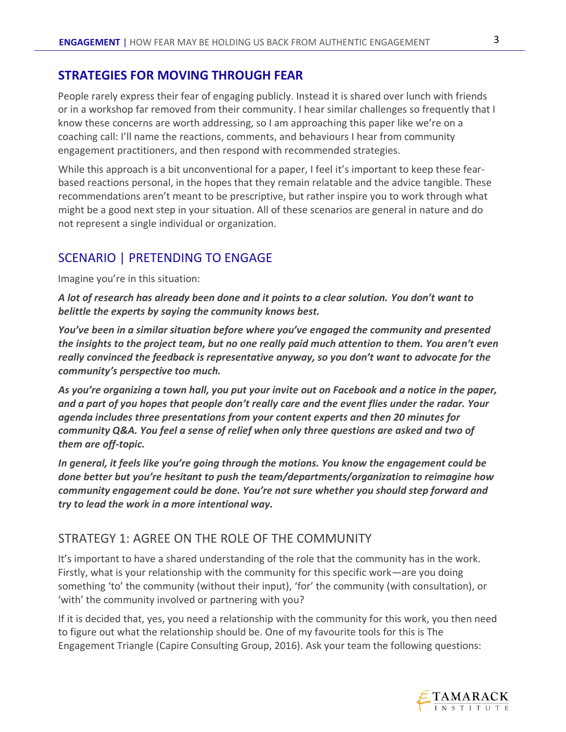## STRATEGIES FOR MOVING THROUGH FEAR

People rarely express their fear of engaging publicly. Instead it is shared over lunch with friends or in a workshop far removed from their community. I hear similar challenges so frequently that I know these concerns are worth addressing, so I am approaching this paper like we're on a coaching call: I'll name the reactions, comments, and behaviours I hear from community engagement practitioners, and then respond with recommended strategies.

While this approach is a bit unconventional for a paper, I feel it's important to keep these fear-based reactions personal, in the hopes that they remain relatable and the advice tangible. These recommendations aren't meant to be prescriptive, but rather inspire you to work through what might be a good next step in your situation. All of these scenarios are general in nature and do not represent a single individual or organization.

### SCENARIO | PRETENDING TO ENGAGE

Imagine you're in this situation:

***A lot of research has already been done and it points to a clear solution. You don't want to belittle the experts by saying the community knows best.***

***You've been in a similar situation before where you've engaged the community and presented the insights to the project team, but no one really paid much attention to them. You aren't even really convinced the feedback is representative anyway, so you don't want to advocate for the community's perspective too much.***

***As you're organizing a town hall, you put your invite out on Facebook and a notice in the paper, and a part of you hopes that people don't really care and the event flies under the radar. Your agenda includes three presentations from your content experts and then 20 minutes for community Q&A. You feel a sense of relief when only three questions are asked and two of them are off-topic.***

***In general, it feels like you're going through the motions. You know the engagement could be done better but you're hesitant to push the team/departments/organization to reimagine how community engagement could be done. You're not sure whether you should step forward and try to lead the work in a more intentional way.***

### STRATEGY 1: AGREE ON THE ROLE OF THE COMMUNITY

It's important to have a shared understanding of the role that the community has in the work. Firstly, what is your relationship with the community for this specific work—are you doing something 'to' the community (without their input), 'for' the community (with consultation), or 'with' the community involved or partnering with you?

If it is decided that, yes, you need a relationship with the community for this work, you then need to figure out what the relationship should be. One of my favourite tools for this is The Engagement Triangle (Capire Consulting Group, 2016). Ask your team the following questions: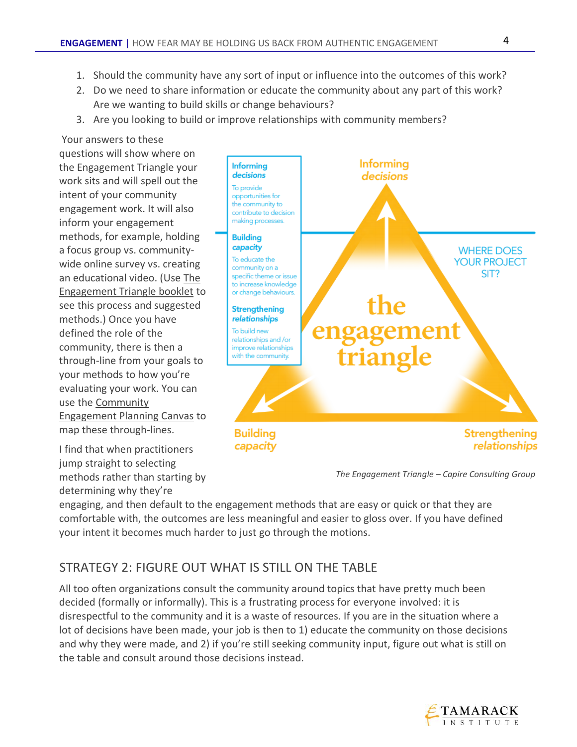1. Should the community have any sort of input or influence into the outcomes of this work?
2. Do we need to share information or educate the community about any part of this work? Are we wanting to build skills or change behaviours?
3. Are you looking to build or improve relationships with community members?

Your answers to these questions will show where on the Engagement Triangle your work sits and will spell out the intent of your community engagement work. It will also inform your engagement methods, for example, holding a focus group vs. community-wide online survey vs. creating an educational video. (Use The Engagement Triangle booklet to see this process and suggested methods.) Once you have defined the role of the community, there is then a through-line from your goals to your methods to how you're evaluating your work. You can use the Community Engagement Planning Canvas to map these through-lines.

**Informing *decisions***
To provide opportunities for the community to contribute to decision making processes.

**Building *capacity***
To educate the community on a specific theme or issue to increase knowledge or change behaviours.

**Strengthening *relationships***
To build new relationships and /or improve relationships with the community.

WHERE DOES YOUR PROJECT SIT?

the engagement triangle

Informing *decisions* — Building *capacity* — Strengthening *relationships*

*The Engagement Triangle – Capire Consulting Group*

I find that when practitioners jump straight to selecting methods rather than starting by determining why they're engaging, and then default to the engagement methods that are easy or quick or that they are comfortable with, the outcomes are less meaningful and easier to gloss over. If you have defined your intent it becomes much harder to just go through the motions.

## STRATEGY 2: FIGURE OUT WHAT IS STILL ON THE TABLE

All too often organizations consult the community around topics that have pretty much been decided (formally or informally). This is a frustrating process for everyone involved: it is disrespectful to the community and it is a waste of resources. If you are in the situation where a lot of decisions have been made, your job is then to 1) educate the community on those decisions and why they were made, and 2) if you're still seeking community input, figure out what is still on the table and consult around those decisions instead.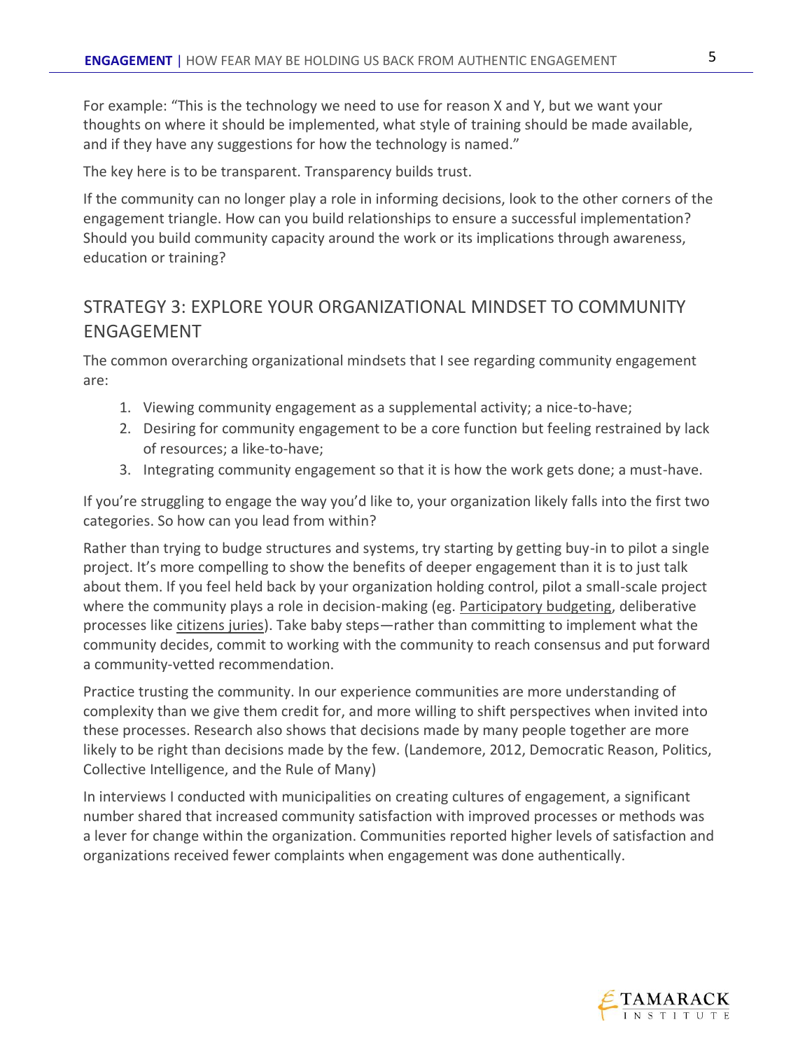For example: "This is the technology we need to use for reason X and Y, but we want your thoughts on where it should be implemented, what style of training should be made available, and if they have any suggestions for how the technology is named."

The key here is to be transparent. Transparency builds trust.

If the community can no longer play a role in informing decisions, look to the other corners of the engagement triangle. How can you build relationships to ensure a successful implementation? Should you build community capacity around the work or its implications through awareness, education or training?

## STRATEGY 3: EXPLORE YOUR ORGANIZATIONAL MINDSET TO COMMUNITY ENGAGEMENT

The common overarching organizational mindsets that I see regarding community engagement are:

1. Viewing community engagement as a supplemental activity; a nice-to-have;
2. Desiring for community engagement to be a core function but feeling restrained by lack of resources; a like-to-have;
3. Integrating community engagement so that it is how the work gets done; a must-have.

If you're struggling to engage the way you'd like to, your organization likely falls into the first two categories. So how can you lead from within?

Rather than trying to budge structures and systems, try starting by getting buy-in to pilot a single project. It's more compelling to show the benefits of deeper engagement than it is to just talk about them. If you feel held back by your organization holding control, pilot a small-scale project where the community plays a role in decision-making (eg. Participatory budgeting, deliberative processes like citizens juries). Take baby steps—rather than committing to implement what the community decides, commit to working with the community to reach consensus and put forward a community-vetted recommendation.

Practice trusting the community. In our experience communities are more understanding of complexity than we give them credit for, and more willing to shift perspectives when invited into these processes. Research also shows that decisions made by many people together are more likely to be right than decisions made by the few. (Landemore, 2012, Democratic Reason, Politics, Collective Intelligence, and the Rule of Many)

In interviews I conducted with municipalities on creating cultures of engagement, a significant number shared that increased community satisfaction with improved processes or methods was a lever for change within the organization. Communities reported higher levels of satisfaction and organizations received fewer complaints when engagement was done authentically.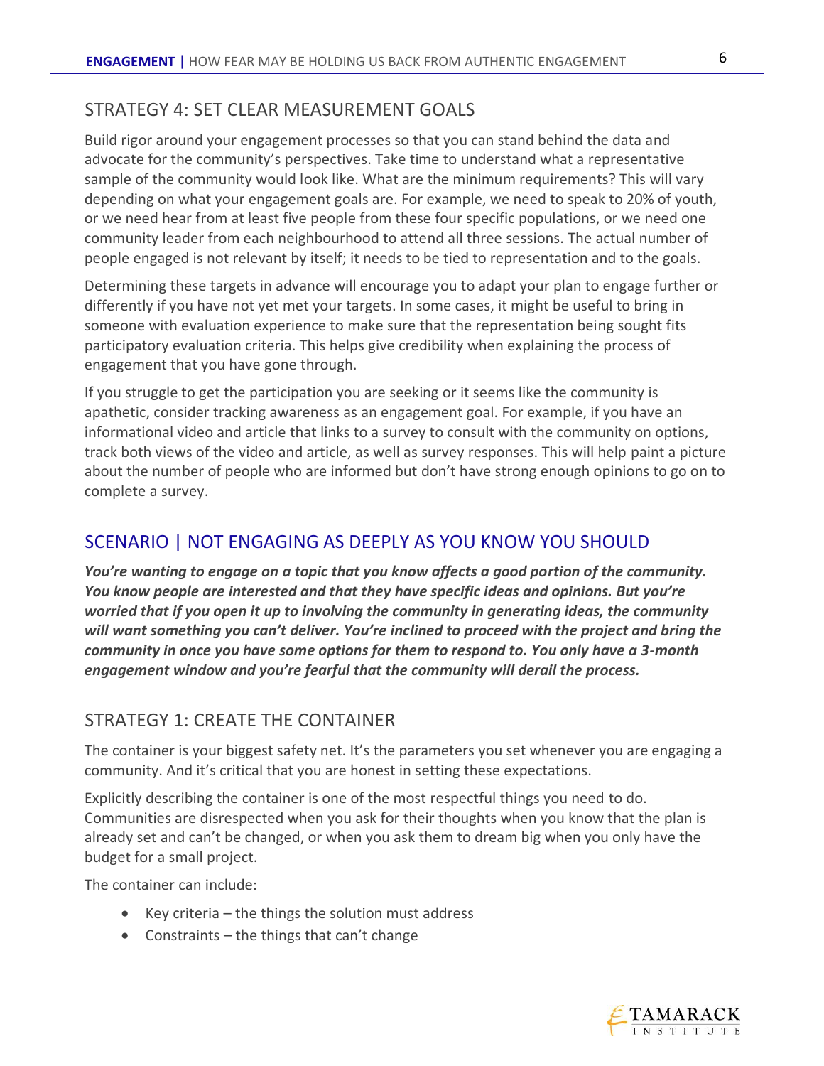## STRATEGY 4: SET CLEAR MEASUREMENT GOALS

Build rigor around your engagement processes so that you can stand behind the data and advocate for the community's perspectives. Take time to understand what a representative sample of the community would look like. What are the minimum requirements? This will vary depending on what your engagement goals are. For example, we need to speak to 20% of youth, or we need hear from at least five people from these four specific populations, or we need one community leader from each neighbourhood to attend all three sessions. The actual number of people engaged is not relevant by itself; it needs to be tied to representation and to the goals.

Determining these targets in advance will encourage you to adapt your plan to engage further or differently if you have not yet met your targets. In some cases, it might be useful to bring in someone with evaluation experience to make sure that the representation being sought fits participatory evaluation criteria. This helps give credibility when explaining the process of engagement that you have gone through.

If you struggle to get the participation you are seeking or it seems like the community is apathetic, consider tracking awareness as an engagement goal. For example, if you have an informational video and article that links to a survey to consult with the community on options, track both views of the video and article, as well as survey responses. This will help paint a picture about the number of people who are informed but don't have strong enough opinions to go on to complete a survey.

## SCENARIO | NOT ENGAGING AS DEEPLY AS YOU KNOW YOU SHOULD

***You're wanting to engage on a topic that you know affects a good portion of the community. You know people are interested and that they have specific ideas and opinions. But you're worried that if you open it up to involving the community in generating ideas, the community will want something you can't deliver. You're inclined to proceed with the project and bring the community in once you have some options for them to respond to. You only have a 3-month engagement window and you're fearful that the community will derail the process.***

## STRATEGY 1: CREATE THE CONTAINER

The container is your biggest safety net. It's the parameters you set whenever you are engaging a community. And it's critical that you are honest in setting these expectations.

Explicitly describing the container is one of the most respectful things you need to do. Communities are disrespected when you ask for their thoughts when you know that the plan is already set and can't be changed, or when you ask them to dream big when you only have the budget for a small project.

The container can include:

- Key criteria – the things the solution must address
- Constraints – the things that can't change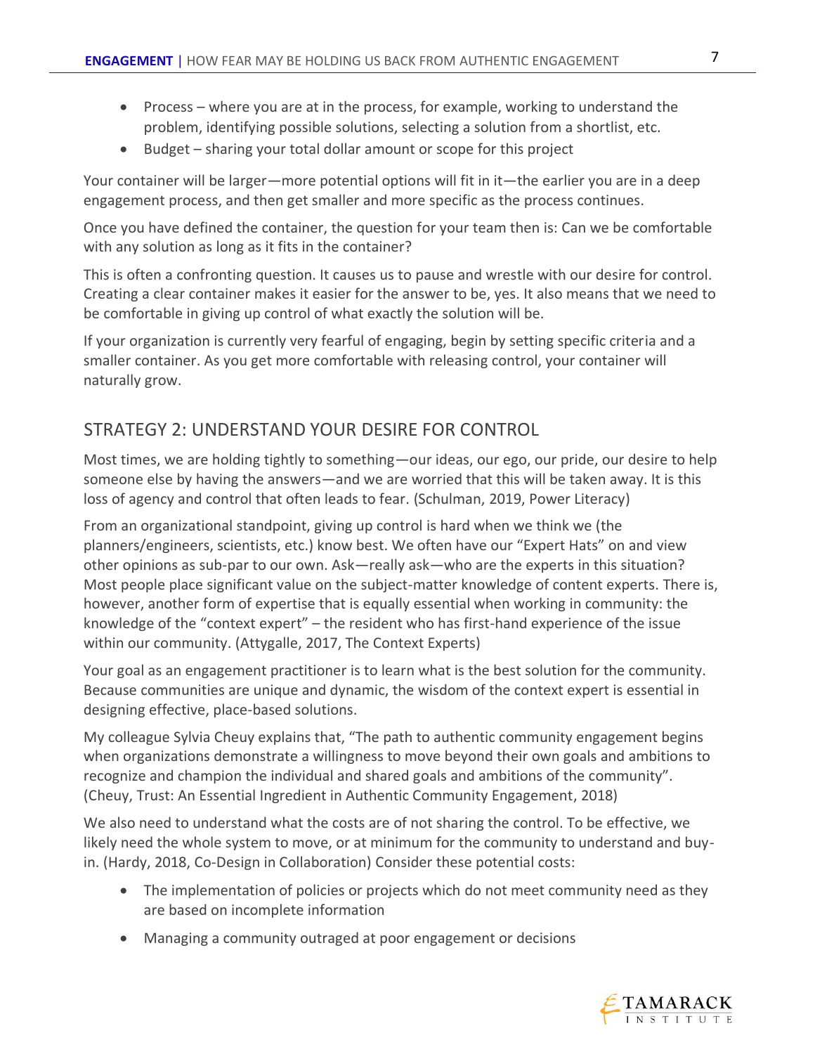- Process – where you are at in the process, for example, working to understand the problem, identifying possible solutions, selecting a solution from a shortlist, etc.
- Budget – sharing your total dollar amount or scope for this project

Your container will be larger—more potential options will fit in it—the earlier you are in a deep engagement process, and then get smaller and more specific as the process continues.

Once you have defined the container, the question for your team then is: Can we be comfortable with any solution as long as it fits in the container?

This is often a confronting question. It causes us to pause and wrestle with our desire for control. Creating a clear container makes it easier for the answer to be, yes. It also means that we need to be comfortable in giving up control of what exactly the solution will be.

If your organization is currently very fearful of engaging, begin by setting specific criteria and a smaller container. As you get more comfortable with releasing control, your container will naturally grow.

## STRATEGY 2: UNDERSTAND YOUR DESIRE FOR CONTROL

Most times, we are holding tightly to something—our ideas, our ego, our pride, our desire to help someone else by having the answers—and we are worried that this will be taken away. It is this loss of agency and control that often leads to fear. (Schulman, 2019, Power Literacy)

From an organizational standpoint, giving up control is hard when we think we (the planners/engineers, scientists, etc.) know best. We often have our "Expert Hats" on and view other opinions as sub-par to our own. Ask—really ask—who are the experts in this situation? Most people place significant value on the subject-matter knowledge of content experts. There is, however, another form of expertise that is equally essential when working in community: the knowledge of the "context expert" – the resident who has first-hand experience of the issue within our community. (Attygalle, 2017, The Context Experts)

Your goal as an engagement practitioner is to learn what is the best solution for the community. Because communities are unique and dynamic, the wisdom of the context expert is essential in designing effective, place-based solutions.

My colleague Sylvia Cheuy explains that, "The path to authentic community engagement begins when organizations demonstrate a willingness to move beyond their own goals and ambitions to recognize and champion the individual and shared goals and ambitions of the community". (Cheuy, Trust: An Essential Ingredient in Authentic Community Engagement, 2018)

We also need to understand what the costs are of not sharing the control. To be effective, we likely need the whole system to move, or at minimum for the community to understand and buy-in. (Hardy, 2018, Co-Design in Collaboration) Consider these potential costs:

- The implementation of policies or projects which do not meet community need as they are based on incomplete information
- Managing a community outraged at poor engagement or decisions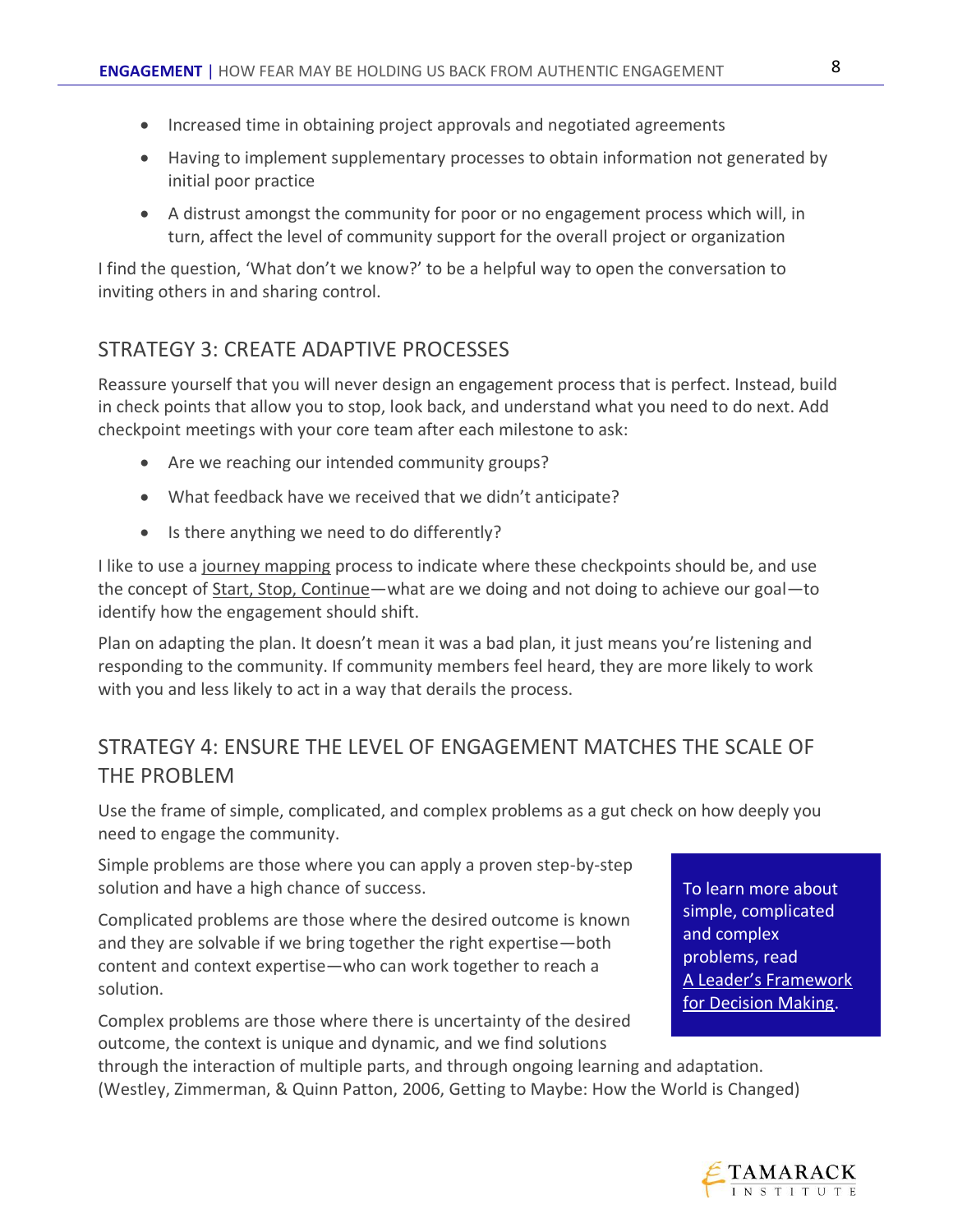- Increased time in obtaining project approvals and negotiated agreements
- Having to implement supplementary processes to obtain information not generated by initial poor practice
- A distrust amongst the community for poor or no engagement process which will, in turn, affect the level of community support for the overall project or organization

I find the question, 'What don't we know?' to be a helpful way to open the conversation to inviting others in and sharing control.

## STRATEGY 3: CREATE ADAPTIVE PROCESSES

Reassure yourself that you will never design an engagement process that is perfect. Instead, build in check points that allow you to stop, look back, and understand what you need to do next. Add checkpoint meetings with your core team after each milestone to ask:

- Are we reaching our intended community groups?
- What feedback have we received that we didn't anticipate?
- Is there anything we need to do differently?

I like to use a journey mapping process to indicate where these checkpoints should be, and use the concept of Start, Stop, Continue—what are we doing and not doing to achieve our goal—to identify how the engagement should shift.

Plan on adapting the plan. It doesn't mean it was a bad plan, it just means you're listening and responding to the community. If community members feel heard, they are more likely to work with you and less likely to act in a way that derails the process.

## STRATEGY 4: ENSURE THE LEVEL OF ENGAGEMENT MATCHES THE SCALE OF THE PROBLEM

Use the frame of simple, complicated, and complex problems as a gut check on how deeply you need to engage the community.

Simple problems are those where you can apply a proven step-by-step solution and have a high chance of success.

Complicated problems are those where the desired outcome is known and they are solvable if we bring together the right expertise—both content and context expertise—who can work together to reach a solution.

Complex problems are those where there is uncertainty of the desired outcome, the context is unique and dynamic, and we find solutions through the interaction of multiple parts, and through ongoing learning and adaptation. (Westley, Zimmerman, & Quinn Patton, 2006, Getting to Maybe: How the World is Changed)

> To learn more about simple, complicated and complex problems, read A Leader's Framework for Decision Making.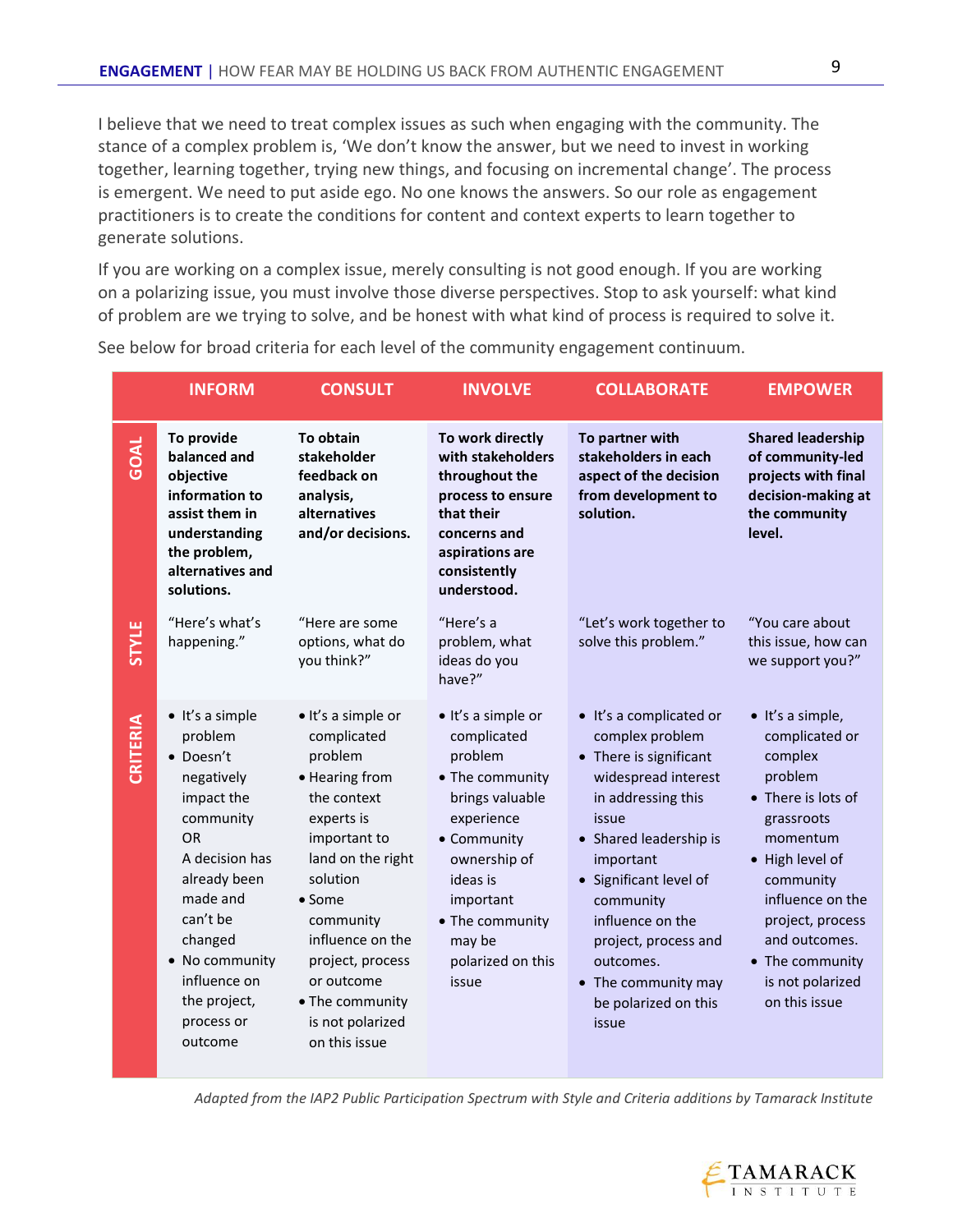I believe that we need to treat complex issues as such when engaging with the community. The stance of a complex problem is, 'We don't know the answer, but we need to invest in working together, learning together, trying new things, and focusing on incremental change'. The process is emergent. We need to put aside ego. No one knows the answers. So our role as engagement practitioners is to create the conditions for content and context experts to learn together to generate solutions.

If you are working on a complex issue, merely consulting is not good enough. If you are working on a polarizing issue, you must involve those diverse perspectives. Stop to ask yourself: what kind of problem are we trying to solve, and be honest with what kind of process is required to solve it.

See below for broad criteria for each level of the community engagement continuum.

| | INFORM | CONSULT | INVOLVE | COLLABORATE | EMPOWER |
|---|---|---|---|---|---|
| **GOAL** | **To provide balanced and objective information to assist them in understanding the problem, alternatives and solutions.** | **To obtain stakeholder feedback on analysis, alternatives and/or decisions.** | **To work directly with stakeholders throughout the process to ensure that their concerns and aspirations are consistently understood.** | **To partner with stakeholders in each aspect of the decision from development to solution.** | **Shared leadership of community-led projects with final decision-making at the community level.** |
| **STYLE** | "Here's what's happening." | "Here are some options, what do you think?" | "Here's a problem, what ideas do you have?" | "Let's work together to solve this problem." | "You care about this issue, how can we support you?" |
| **CRITERIA** | • It's a simple problem<br>• Doesn't negatively impact the community OR A decision has already been made and can't be changed<br>• No community influence on the project, process or outcome | • It's a simple or complicated problem<br>• Hearing from the context experts is important to land on the right solution<br>• Some community influence on the project, process or outcome<br>• The community is not polarized on this issue | • It's a simple or complicated problem<br>• The community brings valuable experience<br>• Community ownership of ideas is important<br>• The community may be polarized on this issue | • It's a complicated or complex problem<br>• There is significant widespread interest in addressing this issue<br>• Shared leadership is important<br>• Significant level of community influence on the project, process and outcomes.<br>• The community may be polarized on this issue | • It's a simple, complicated or complex problem<br>• There is lots of grassroots momentum<br>• High level of community influence on the project, process and outcomes.<br>• The community is not polarized on this issue |

*Adapted from the IAP2 Public Participation Spectrum with Style and Criteria additions by Tamarack Institute*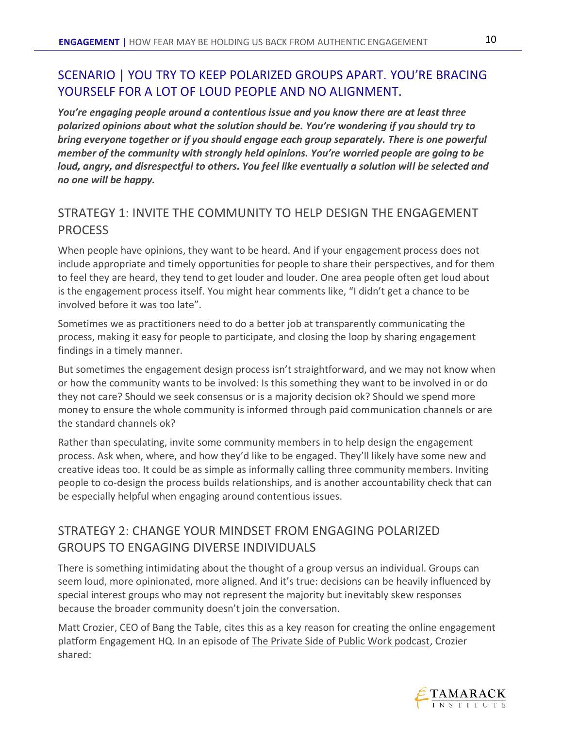## SCENARIO | YOU TRY TO KEEP POLARIZED GROUPS APART. YOU'RE BRACING YOURSELF FOR A LOT OF LOUD PEOPLE AND NO ALIGNMENT.

***You're engaging people around a contentious issue and you know there are at least three polarized opinions about what the solution should be. You're wondering if you should try to bring everyone together or if you should engage each group separately. There is one powerful member of the community with strongly held opinions. You're worried people are going to be loud, angry, and disrespectful to others. You feel like eventually a solution will be selected and no one will be happy.***

### STRATEGY 1: INVITE THE COMMUNITY TO HELP DESIGN THE ENGAGEMENT PROCESS

When people have opinions, they want to be heard. And if your engagement process does not include appropriate and timely opportunities for people to share their perspectives, and for them to feel they are heard, they tend to get louder and louder. One area people often get loud about is the engagement process itself. You might hear comments like, "I didn't get a chance to be involved before it was too late".

Sometimes we as practitioners need to do a better job at transparently communicating the process, making it easy for people to participate, and closing the loop by sharing engagement findings in a timely manner.

But sometimes the engagement design process isn't straightforward, and we may not know when or how the community wants to be involved: Is this something they want to be involved in or do they not care? Should we seek consensus or is a majority decision ok? Should we spend more money to ensure the whole community is informed through paid communication channels or are the standard channels ok?

Rather than speculating, invite some community members in to help design the engagement process. Ask when, where, and how they'd like to be engaged. They'll likely have some new and creative ideas too. It could be as simple as informally calling three community members. Inviting people to co-design the process builds relationships, and is another accountability check that can be especially helpful when engaging around contentious issues.

### STRATEGY 2: CHANGE YOUR MINDSET FROM ENGAGING POLARIZED GROUPS TO ENGAGING DIVERSE INDIVIDUALS

There is something intimidating about the thought of a group versus an individual. Groups can seem loud, more opinionated, more aligned. And it's true: decisions can be heavily influenced by special interest groups who may not represent the majority but inevitably skew responses because the broader community doesn't join the conversation.

Matt Crozier, CEO of Bang the Table, cites this as a key reason for creating the online engagement platform Engagement HQ. In an episode of The Private Side of Public Work podcast, Crozier shared: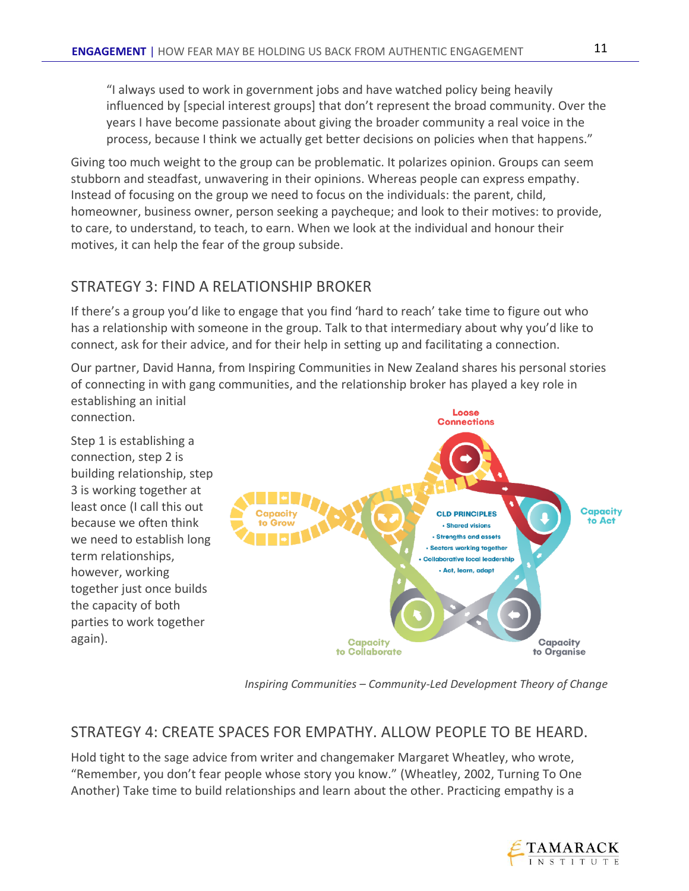"I always used to work in government jobs and have watched policy being heavily influenced by [special interest groups] that don't represent the broad community. Over the years I have become passionate about giving the broader community a real voice in the process, because I think we actually get better decisions on policies when that happens."

Giving too much weight to the group can be problematic. It polarizes opinion. Groups can seem stubborn and steadfast, unwavering in their opinions. Whereas people can express empathy. Instead of focusing on the group we need to focus on the individuals: the parent, child, homeowner, business owner, person seeking a paycheque; and look to their motives: to provide, to care, to understand, to teach, to earn. When we look at the individual and honour their motives, it can help the fear of the group subside.

## STRATEGY 3: FIND A RELATIONSHIP BROKER

If there's a group you'd like to engage that you find 'hard to reach' take time to figure out who has a relationship with someone in the group. Talk to that intermediary about why you'd like to connect, ask for their advice, and for their help in setting up and facilitating a connection.

Our partner, David Hanna, from Inspiring Communities in New Zealand shares his personal stories of connecting in with gang communities, and the relationship broker has played a key role in establishing an initial connection.

Step 1 is establishing a connection, step 2 is building relationship, step 3 is working together at least once (I call this out because we often think we need to establish long term relationships, however, working together just once builds the capacity of both parties to work together again).

*Inspiring Communities – Community-Led Development Theory of Change*

## STRATEGY 4: CREATE SPACES FOR EMPATHY. ALLOW PEOPLE TO BE HEARD.

Hold tight to the sage advice from writer and changemaker Margaret Wheatley, who wrote, "Remember, you don't fear people whose story you know." (Wheatley, 2002, Turning To One Another) Take time to build relationships and learn about the other. Practicing empathy is a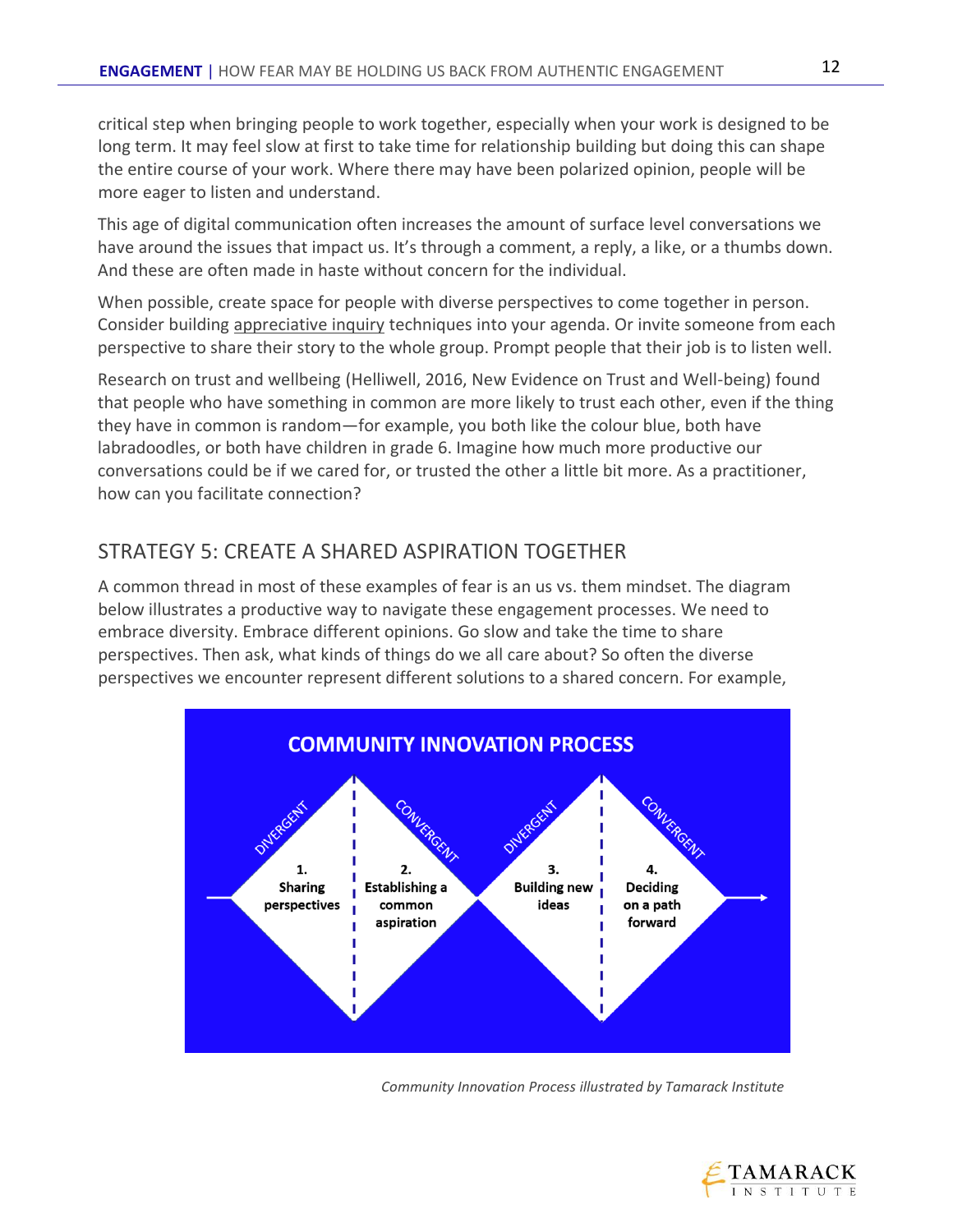critical step when bringing people to work together, especially when your work is designed to be long term. It may feel slow at first to take time for relationship building but doing this can shape the entire course of your work. Where there may have been polarized opinion, people will be more eager to listen and understand.

This age of digital communication often increases the amount of surface level conversations we have around the issues that impact us. It's through a comment, a reply, a like, or a thumbs down. And these are often made in haste without concern for the individual.

When possible, create space for people with diverse perspectives to come together in person. Consider building appreciative inquiry techniques into your agenda. Or invite someone from each perspective to share their story to the whole group. Prompt people that their job is to listen well.

Research on trust and wellbeing (Helliwell, 2016, New Evidence on Trust and Well-being) found that people who have something in common are more likely to trust each other, even if the thing they have in common is random—for example, you both like the colour blue, both have labradoodles, or both have children in grade 6. Imagine how much more productive our conversations could be if we cared for, or trusted the other a little bit more. As a practitioner, how can you facilitate connection?

## STRATEGY 5: CREATE A SHARED ASPIRATION TOGETHER

A common thread in most of these examples of fear is an us vs. them mindset. The diagram below illustrates a productive way to navigate these engagement processes. We need to embrace diversity. Embrace different opinions. Go slow and take the time to share perspectives. Then ask, what kinds of things do we all care about? So often the diverse perspectives we encounter represent different solutions to a shared concern. For example,

**COMMUNITY INNOVATION PROCESS**

- DIVERGENT — 1. Sharing perspectives
- CONVERGENT — 2. Establishing a common aspiration
- DIVERGENT — 3. Building new ideas
- CONVERGENT — 4. Deciding on a path forward

*Community Innovation Process illustrated by Tamarack Institute*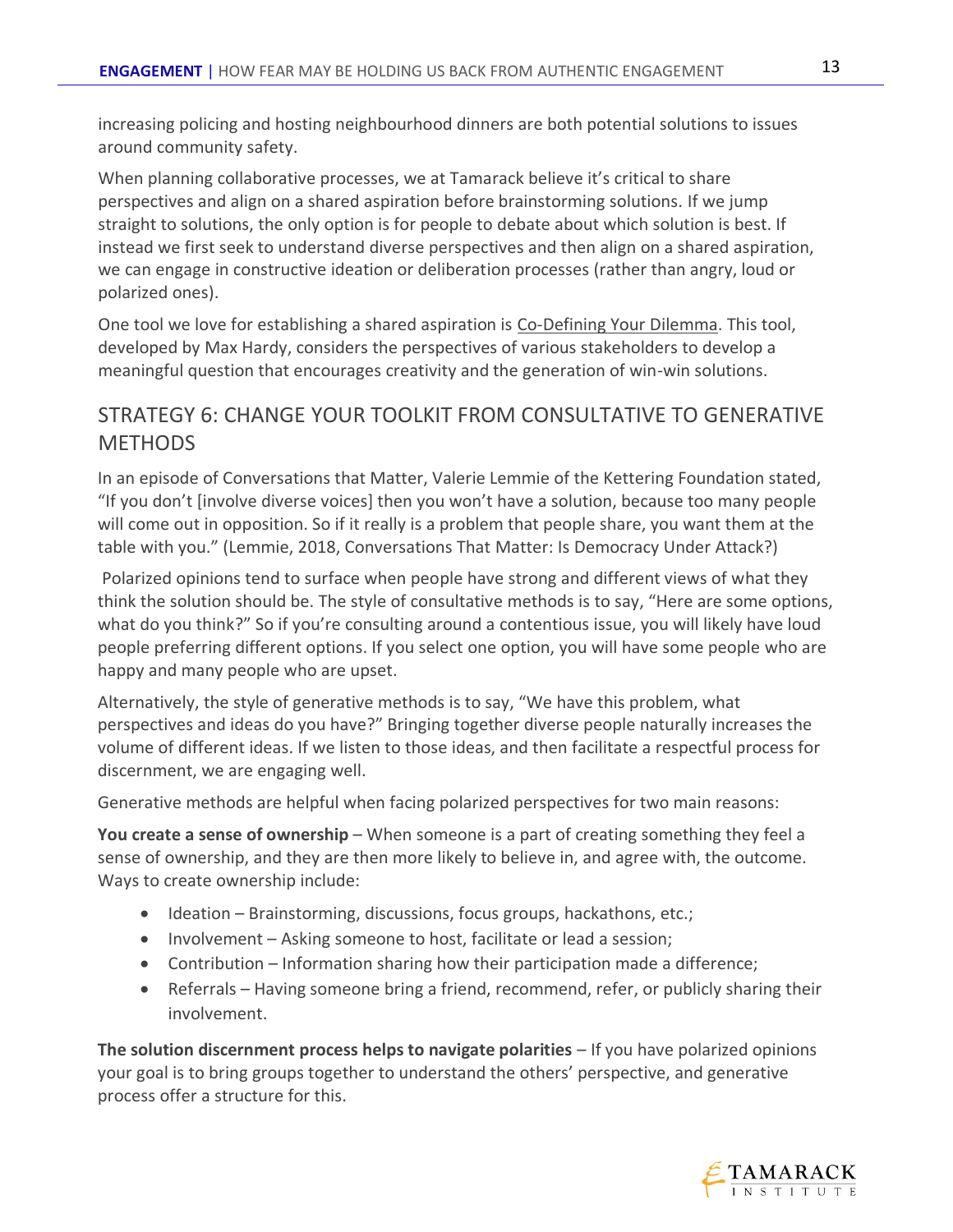increasing policing and hosting neighbourhood dinners are both potential solutions to issues around community safety.

When planning collaborative processes, we at Tamarack believe it's critical to share perspectives and align on a shared aspiration before brainstorming solutions. If we jump straight to solutions, the only option is for people to debate about which solution is best. If instead we first seek to understand diverse perspectives and then align on a shared aspiration, we can engage in constructive ideation or deliberation processes (rather than angry, loud or polarized ones).

One tool we love for establishing a shared aspiration is Co-Defining Your Dilemma. This tool, developed by Max Hardy, considers the perspectives of various stakeholders to develop a meaningful question that encourages creativity and the generation of win-win solutions.

## STRATEGY 6: CHANGE YOUR TOOLKIT FROM CONSULTATIVE TO GENERATIVE METHODS

In an episode of Conversations that Matter, Valerie Lemmie of the Kettering Foundation stated, "If you don't [involve diverse voices] then you won't have a solution, because too many people will come out in opposition. So if it really is a problem that people share, you want them at the table with you." (Lemmie, 2018, Conversations That Matter: Is Democracy Under Attack?)

Polarized opinions tend to surface when people have strong and different views of what they think the solution should be. The style of consultative methods is to say, "Here are some options, what do you think?" So if you're consulting around a contentious issue, you will likely have loud people preferring different options. If you select one option, you will have some people who are happy and many people who are upset.

Alternatively, the style of generative methods is to say, "We have this problem, what perspectives and ideas do you have?" Bringing together diverse people naturally increases the volume of different ideas. If we listen to those ideas, and then facilitate a respectful process for discernment, we are engaging well.

Generative methods are helpful when facing polarized perspectives for two main reasons:

**You create a sense of ownership** – When someone is a part of creating something they feel a sense of ownership, and they are then more likely to believe in, and agree with, the outcome. Ways to create ownership include:

- Ideation – Brainstorming, discussions, focus groups, hackathons, etc.;
- Involvement – Asking someone to host, facilitate or lead a session;
- Contribution – Information sharing how their participation made a difference;
- Referrals – Having someone bring a friend, recommend, refer, or publicly sharing their involvement.

**The solution discernment process helps to navigate polarities** – If you have polarized opinions your goal is to bring groups together to understand the others' perspective, and generative process offer a structure for this.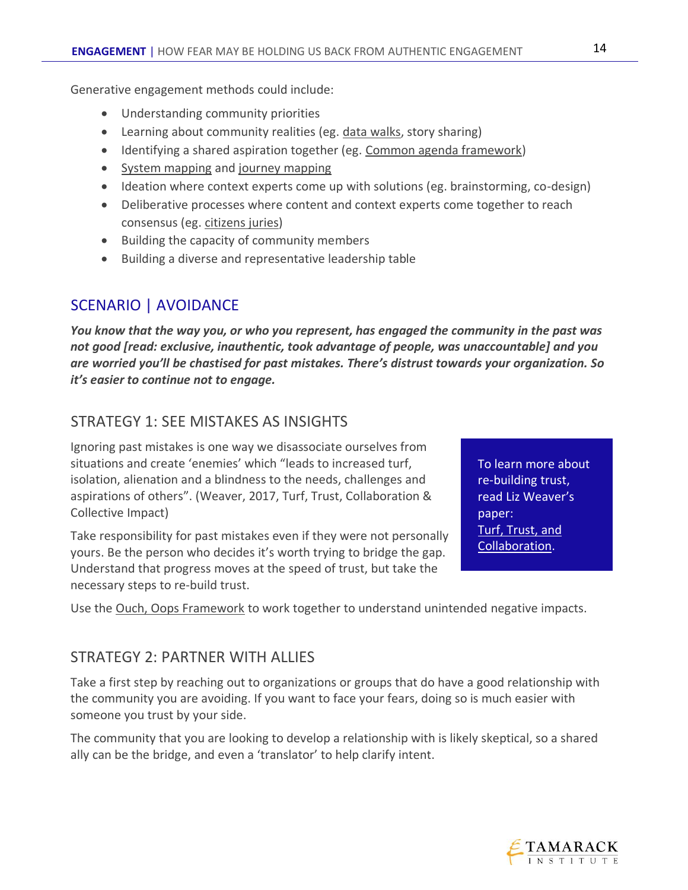Generative engagement methods could include:

- Understanding community priorities
- Learning about community realities (eg. data walks, story sharing)
- Identifying a shared aspiration together (eg. Common agenda framework)
- System mapping and journey mapping
- Ideation where context experts come up with solutions (eg. brainstorming, co-design)
- Deliberative processes where content and context experts come together to reach consensus (eg. citizens juries)
- Building the capacity of community members
- Building a diverse and representative leadership table

## SCENARIO | AVOIDANCE

***You know that the way you, or who you represent, has engaged the community in the past was not good [read: exclusive, inauthentic, took advantage of people, was unaccountable] and you are worried you'll be chastised for past mistakes. There's distrust towards your organization. So it's easier to continue not to engage.***

### STRATEGY 1: SEE MISTAKES AS INSIGHTS

Ignoring past mistakes is one way we disassociate ourselves from situations and create 'enemies' which "leads to increased turf, isolation, alienation and a blindness to the needs, challenges and aspirations of others". (Weaver, 2017, Turf, Trust, Collaboration & Collective Impact)

Take responsibility for past mistakes even if they were not personally yours. Be the person who decides it's worth trying to bridge the gap. Understand that progress moves at the speed of trust, but take the necessary steps to re-build trust.

> To learn more about re-building trust, read Liz Weaver's paper: Turf, Trust, and Collaboration.

Use the Ouch, Oops Framework to work together to understand unintended negative impacts.

### STRATEGY 2: PARTNER WITH ALLIES

Take a first step by reaching out to organizations or groups that do have a good relationship with the community you are avoiding. If you want to face your fears, doing so is much easier with someone you trust by your side.

The community that you are looking to develop a relationship with is likely skeptical, so a shared ally can be the bridge, and even a 'translator' to help clarify intent.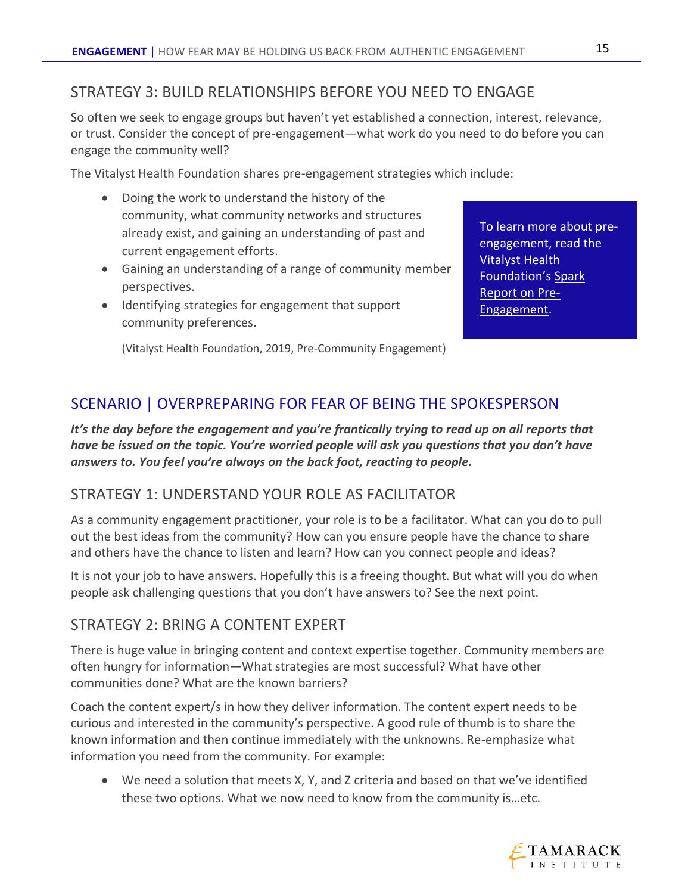## STRATEGY 3: BUILD RELATIONSHIPS BEFORE YOU NEED TO ENGAGE

So often we seek to engage groups but haven't yet established a connection, interest, relevance, or trust. Consider the concept of pre-engagement—what work do you need to do before you can engage the community well?

The Vitalyst Health Foundation shares pre-engagement strategies which include:

- Doing the work to understand the history of the community, what community networks and structures already exist, and gaining an understanding of past and current engagement efforts.
- Gaining an understanding of a range of community member perspectives.
- Identifying strategies for engagement that support community preferences.

(Vitalyst Health Foundation, 2019, Pre-Community Engagement)

> To learn more about pre-engagement, read the Vitalyst Health Foundation's Spark Report on Pre-Engagement.

## SCENARIO | OVERPREPARING FOR FEAR OF BEING THE SPOKESPERSON

***It's the day before the engagement and you're frantically trying to read up on all reports that have be issued on the topic. You're worried people will ask you questions that you don't have answers to. You feel you're always on the back foot, reacting to people.***

## STRATEGY 1: UNDERSTAND YOUR ROLE AS FACILITATOR

As a community engagement practitioner, your role is to be a facilitator. What can you do to pull out the best ideas from the community? How can you ensure people have the chance to share and others have the chance to listen and learn? How can you connect people and ideas?

It is not your job to have answers. Hopefully this is a freeing thought. But what will you do when people ask challenging questions that you don't have answers to? See the next point.

## STRATEGY 2: BRING A CONTENT EXPERT

There is huge value in bringing content and context expertise together. Community members are often hungry for information—What strategies are most successful? What have other communities done? What are the known barriers?

Coach the content expert/s in how they deliver information. The content expert needs to be curious and interested in the community's perspective. A good rule of thumb is to share the known information and then continue immediately with the unknowns. Re-emphasize what information you need from the community. For example:

- We need a solution that meets X, Y, and Z criteria and based on that we've identified these two options. What we now need to know from the community is…etc.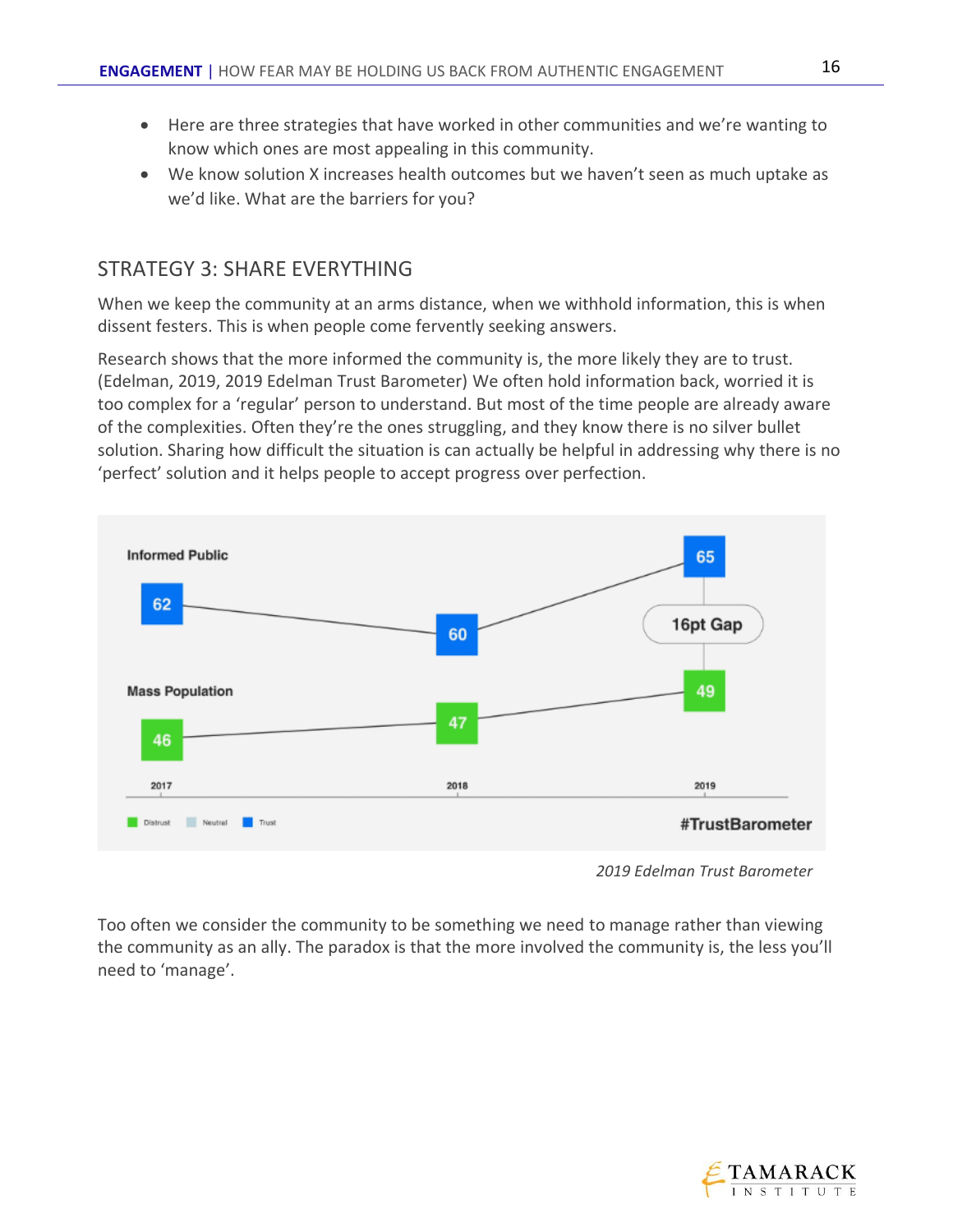- Here are three strategies that have worked in other communities and we're wanting to know which ones are most appealing in this community.
- We know solution X increases health outcomes but we haven't seen as much uptake as we'd like. What are the barriers for you?

## STRATEGY 3: SHARE EVERYTHING

When we keep the community at an arms distance, when we withhold information, this is when dissent festers. This is when people come fervently seeking answers.

Research shows that the more informed the community is, the more likely they are to trust. (Edelman, 2019, 2019 Edelman Trust Barometer) We often hold information back, worried it is too complex for a 'regular' person to understand. But most of the time people are already aware of the complexities. Often they're the ones struggling, and they know there is no silver bullet solution. Sharing how difficult the situation is can actually be helpful in addressing why there is no 'perfect' solution and it helps people to accept progress over perfection.

| | 2017 | 2018 | 2019 |
|---|---|---|---|
| Informed Public | 62 | 60 | 65 |
| Mass Population | 46 | 47 | 49 |

16pt Gap

Distrust | Neutral | Trust

#TrustBarometer

*2019 Edelman Trust Barometer*

Too often we consider the community to be something we need to manage rather than viewing the community as an ally. The paradox is that the more involved the community is, the less you'll need to 'manage'.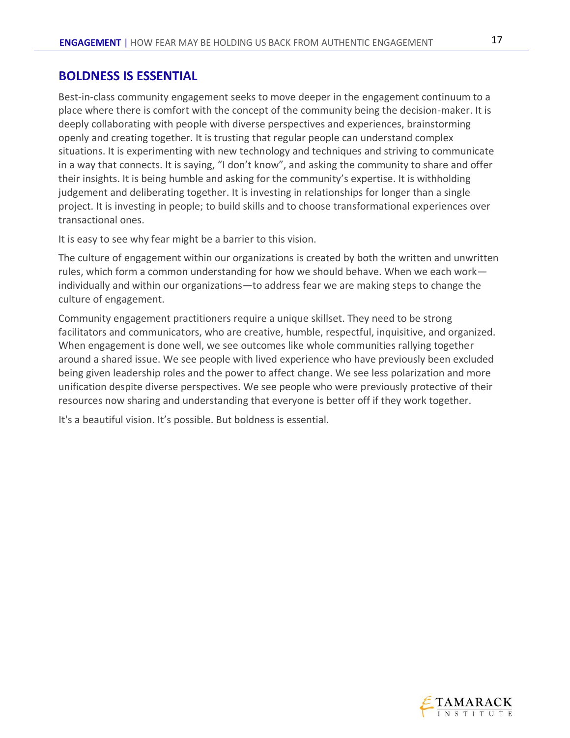## BOLDNESS IS ESSENTIAL

Best-in-class community engagement seeks to move deeper in the engagement continuum to a place where there is comfort with the concept of the community being the decision-maker. It is deeply collaborating with people with diverse perspectives and experiences, brainstorming openly and creating together. It is trusting that regular people can understand complex situations. It is experimenting with new technology and techniques and striving to communicate in a way that connects. It is saying, "I don't know", and asking the community to share and offer their insights. It is being humble and asking for the community's expertise. It is withholding judgement and deliberating together. It is investing in relationships for longer than a single project. It is investing in people; to build skills and to choose transformational experiences over transactional ones.

It is easy to see why fear might be a barrier to this vision.

The culture of engagement within our organizations is created by both the written and unwritten rules, which form a common understanding for how we should behave. When we each work—individually and within our organizations—to address fear we are making steps to change the culture of engagement.

Community engagement practitioners require a unique skillset. They need to be strong facilitators and communicators, who are creative, humble, respectful, inquisitive, and organized. When engagement is done well, we see outcomes like whole communities rallying together around a shared issue. We see people with lived experience who have previously been excluded being given leadership roles and the power to affect change. We see less polarization and more unification despite diverse perspectives. We see people who were previously protective of their resources now sharing and understanding that everyone is better off if they work together.

It's a beautiful vision. It's possible. But boldness is essential.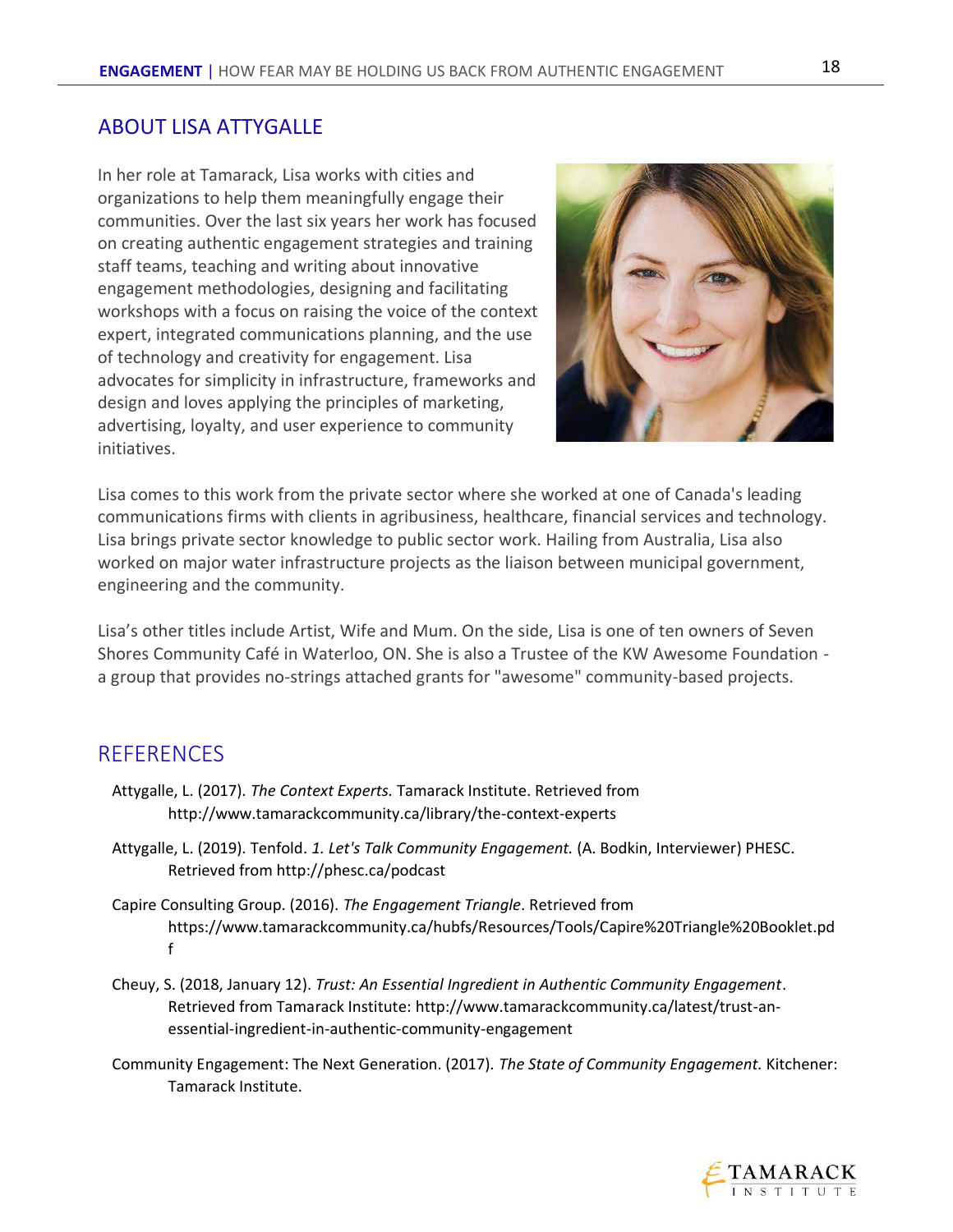## ABOUT LISA ATTYGALLE

In her role at Tamarack, Lisa works with cities and organizations to help them meaningfully engage their communities. Over the last six years her work has focused on creating authentic engagement strategies and training staff teams, teaching and writing about innovative engagement methodologies, designing and facilitating workshops with a focus on raising the voice of the context expert, integrated communications planning, and the use of technology and creativity for engagement. Lisa advocates for simplicity in infrastructure, frameworks and design and loves applying the principles of marketing, advertising, loyalty, and user experience to community initiatives.

Lisa comes to this work from the private sector where she worked at one of Canada's leading communications firms with clients in agribusiness, healthcare, financial services and technology. Lisa brings private sector knowledge to public sector work. Hailing from Australia, Lisa also worked on major water infrastructure projects as the liaison between municipal government, engineering and the community.

Lisa's other titles include Artist, Wife and Mum. On the side, Lisa is one of ten owners of Seven Shores Community Café in Waterloo, ON. She is also a Trustee of the KW Awesome Foundation - a group that provides no-strings attached grants for "awesome" community-based projects.

## REFERENCES

Attygalle, L. (2017). *The Context Experts.* Tamarack Institute. Retrieved from http://www.tamarackcommunity.ca/library/the-context-experts

Attygalle, L. (2019). Tenfold. *1. Let's Talk Community Engagement.* (A. Bodkin, Interviewer) PHESC. Retrieved from http://phesc.ca/podcast

Capire Consulting Group. (2016). *The Engagement Triangle*. Retrieved from https://www.tamarackcommunity.ca/hubfs/Resources/Tools/Capire%20Triangle%20Booklet.pdf

Cheuy, S. (2018, January 12). *Trust: An Essential Ingredient in Authentic Community Engagement*. Retrieved from Tamarack Institute: http://www.tamarackcommunity.ca/latest/trust-an-essential-ingredient-in-authentic-community-engagement

Community Engagement: The Next Generation. (2017). *The State of Community Engagement.* Kitchener: Tamarack Institute.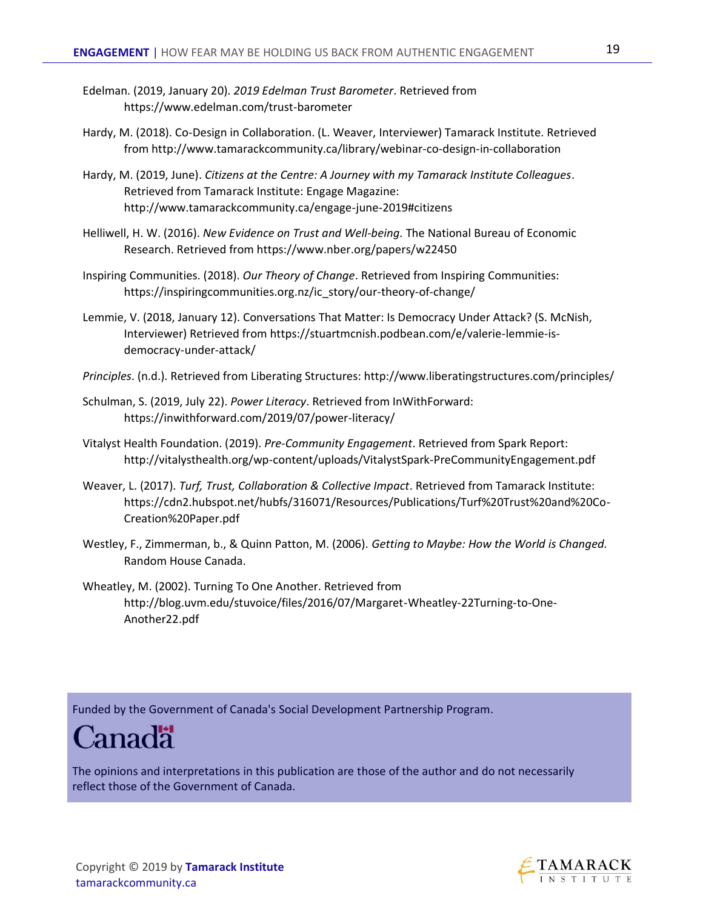Edelman. (2019, January 20). *2019 Edelman Trust Barometer*. Retrieved from https://www.edelman.com/trust-barometer

Hardy, M. (2018). Co-Design in Collaboration. (L. Weaver, Interviewer) Tamarack Institute. Retrieved from http://www.tamarackcommunity.ca/library/webinar-co-design-in-collaboration

Hardy, M. (2019, June). *Citizens at the Centre: A Journey with my Tamarack Institute Colleagues*. Retrieved from Tamarack Institute: Engage Magazine: http://www.tamarackcommunity.ca/engage-june-2019#citizens

Helliwell, H. W. (2016). *New Evidence on Trust and Well-being.* The National Bureau of Economic Research. Retrieved from https://www.nber.org/papers/w22450

Inspiring Communities. (2018). *Our Theory of Change*. Retrieved from Inspiring Communities: https://inspiringcommunities.org.nz/ic_story/our-theory-of-change/

Lemmie, V. (2018, January 12). Conversations That Matter: Is Democracy Under Attack? (S. McNish, Interviewer) Retrieved from https://stuartmcnish.podbean.com/e/valerie-lemmie-is-democracy-under-attack/

*Principles*. (n.d.). Retrieved from Liberating Structures: http://www.liberatingstructures.com/principles/

Schulman, S. (2019, July 22). *Power Literacy*. Retrieved from InWithForward: https://inwithforward.com/2019/07/power-literacy/

Vitalyst Health Foundation. (2019). *Pre-Community Engagement*. Retrieved from Spark Report: http://vitalysthealth.org/wp-content/uploads/VitalystSpark-PreCommunityEngagement.pdf

Weaver, L. (2017). *Turf, Trust, Collaboration & Collective Impact*. Retrieved from Tamarack Institute: https://cdn2.hubspot.net/hubfs/316071/Resources/Publications/Turf%20Trust%20and%20Co-Creation%20Paper.pdf

Westley, F., Zimmerman, b., & Quinn Patton, M. (2006). *Getting to Maybe: How the World is Changed.* Random House Canada.

Wheatley, M. (2002). Turning To One Another. Retrieved from http://blog.uvm.edu/stuvoice/files/2016/07/Margaret-Wheatley-22Turning-to-One-Another22.pdf

Funded by the Government of Canada's Social Development Partnership Program.

Canada

The opinions and interpretations in this publication are those of the author and do not necessarily reflect those of the Government of Canada.

Copyright © 2019 by **Tamarack Institute**
tamarackcommunity.ca